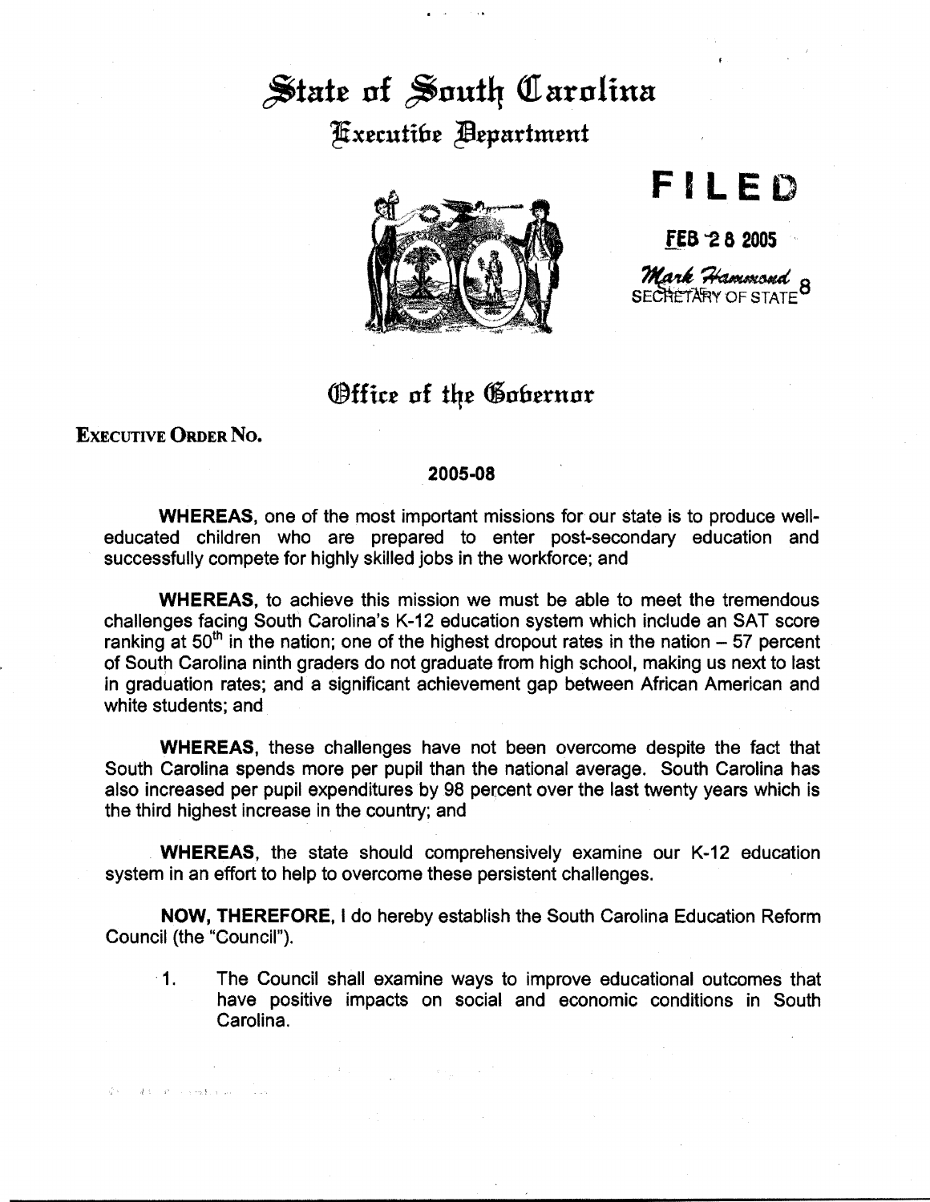# State of South Carolina

## Executive Department

**FILED**

FEB 28 2005

Mark Hammond
SECRETARY OF STATE 8

## Office of the Governor

**EXECUTIVE ORDER NO.**

**2005-08**

**WHEREAS**, one of the most important missions for our state is to produce well-educated children who are prepared to enter post-secondary education and successfully compete for highly skilled jobs in the workforce; and

**WHEREAS**, to achieve this mission we must be able to meet the tremendous challenges facing South Carolina's K-12 education system which include an SAT score ranking at 50th in the nation; one of the highest dropout rates in the nation – 57 percent of South Carolina ninth graders do not graduate from high school, making us next to last in graduation rates; and a significant achievement gap between African American and white students; and

**WHEREAS**, these challenges have not been overcome despite the fact that South Carolina spends more per pupil than the national average. South Carolina has also increased per pupil expenditures by 98 percent over the last twenty years which is the third highest increase in the country; and

**WHEREAS**, the state should comprehensively examine our K-12 education system in an effort to help to overcome these persistent challenges.

**NOW, THEREFORE,** I do hereby establish the South Carolina Education Reform Council (the "Council").

1. The Council shall examine ways to improve educational outcomes that have positive impacts on social and economic conditions in South Carolina.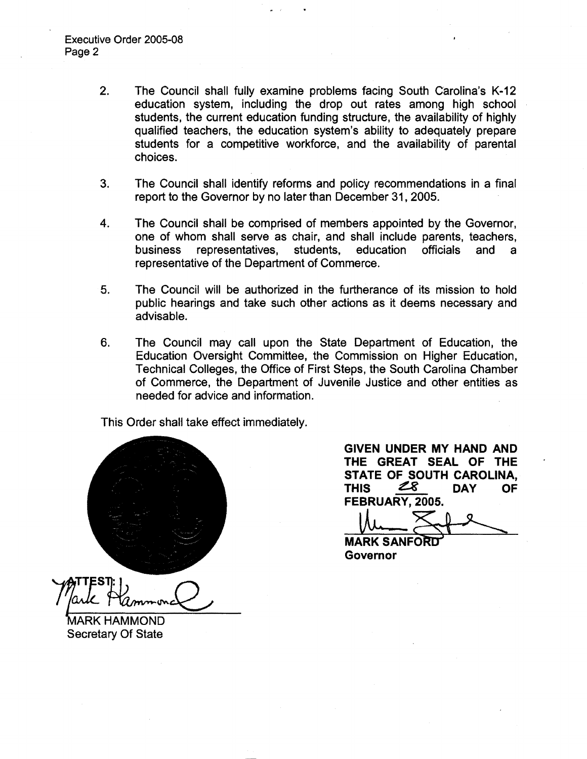2. The Council shall fully examine problems facing South Carolina's K-12 education system, including the drop out rates among high school students, the current education funding structure, the availability of highly qualified teachers, the education system's ability to adequately prepare students for a competitive workforce, and the availability of parental choices.

3. The Council shall identify reforms and policy recommendations in a final report to the Governor by no later than December 31, 2005.

4. The Council shall be comprised of members appointed by the Governor, one of whom shall serve as chair, and shall include parents, teachers, business representatives, students, education officials and a representative of the Department of Commerce.

5. The Council will be authorized in the furtherance of its mission to hold public hearings and take such other actions as it deems necessary and advisable.

6. The Council may call upon the State Department of Education, the Education Oversight Committee, the Commission on Higher Education, Technical Colleges, the Office of First Steps, the South Carolina Chamber of Commerce, the Department of Juvenile Justice and other entities as needed for advice and information.

This Order shall take effect immediately.

**GIVEN UNDER MY HAND AND THE GREAT SEAL OF THE STATE OF SOUTH CAROLINA, THIS 28 DAY OF FEBRUARY, 2005.**

**MARK SANFORD**
**Governor**

ATTEST:

MARK HAMMOND
Secretary Of State